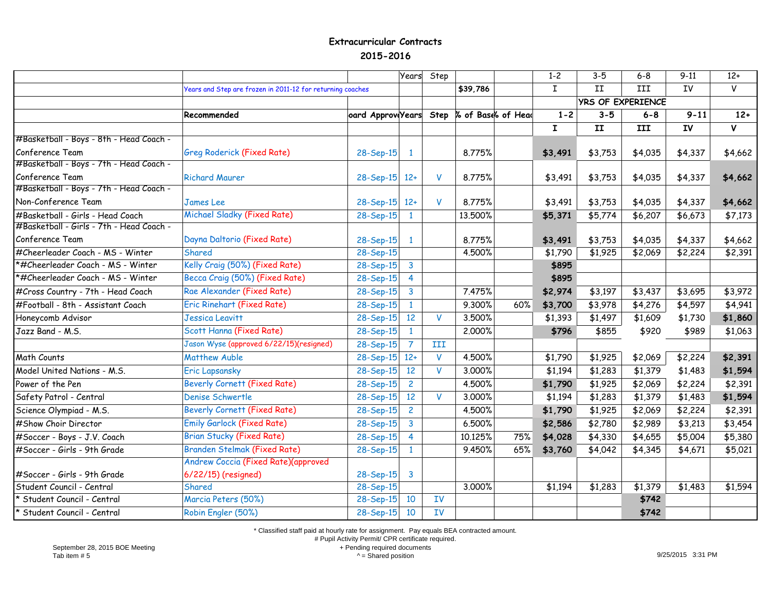## Extracurricular Contracts
## 2015-2016

| | | | Years | Step | | | 1-2 | 3-5 | 6-8 | 9-11 | 12+ |
|---|---|---|---|---|---|---|---|---|---|---|---|
| | Years and Step are frozen in 2011-12 for returning coaches | | | | $39,786 | | I | II | III | IV | V |
| | | | | | | | YRS OF EXPERIENCE | | | | |
| | **Recommended** | **oard Approv** | **Years** | **Step** | **% of Base** | **% of Head** | **1-2** | **3-5** | **6-8** | **9-11** | **12+** |
| | | | | | | | **I** | **II** | **III** | **IV** | **V** |
| #Basketball - Boys - 8th - Head Coach - Conference Team | Greg Roderick (Fixed Rate) | 28-Sep-15 | 1 | | 8.775% | | **$3,491** | $3,753 | $4,035 | $4,337 | $4,662 |
| #Basketball - Boys - 7th - Head Coach - Conference Team | Richard Maurer | 28-Sep-15 | 12+ | V | 8.775% | | $3,491 | $3,753 | $4,035 | $4,337 | **$4,662** |
| #Basketball - Boys - 7th - Head Coach - Non-Conference Team | James Lee | 28-Sep-15 | 12+ | V | 8.775% | | $3,491 | $3,753 | $4,035 | $4,337 | **$4,662** |
| #Basketball - Girls - Head Coach | Michael Sladky (Fixed Rate) | 28-Sep-15 | 1 | | 13.500% | | **$5,371** | $5,774 | $6,207 | $6,673 | $7,173 |
| #Basketball - Girls - 7th - Head Coach - Conference Team | Dayna Daltorio (Fixed Rate) | 28-Sep-15 | 1 | | 8.775% | | **$3,491** | $3,753 | $4,035 | $4,337 | $4,662 |
| #Cheerleader Coach - MS - Winter | Shared | 28-Sep-15 | | | 4.500% | | $1,790 | $1,925 | $2,069 | $2,224 | $2,391 |
| *#Cheerleader Coach - MS - Winter | Kelly Craig (50%) (Fixed Rate) | 28-Sep-15 | 3 | | | | **$895** | | | | |
| *#Cheerleader Coach - MS - Winter | Becca Craig (50%) (Fixed Rate) | 28-Sep-15 | 4 | | | | **$895** | | | | |
| #Cross Country - 7th - Head Coach | Rae Alexander (Fixed Rate) | 28-Sep-15 | 3 | | 7.475% | | **$2,974** | $3,197 | $3,437 | $3,695 | $3,972 |
| #Football - 8th - Assistant Coach | Eric Rinehart (Fixed Rate) | 28-Sep-15 | 1 | | 9.300% | 60% | **$3,700** | $3,978 | $4,276 | $4,597 | $4,941 |
| Honeycomb Advisor | Jessica Leavitt | 28-Sep-15 | 12 | V | 3.500% | | $1,393 | $1,497 | $1,609 | $1,730 | **$1,860** |
| Jazz Band - M.S. | Scott Hanna (Fixed Rate) | 28-Sep-15 | 1 | | 2.000% | | **$796** | $855 | $920 | $989 | $1,063 |
| | Jason Wyse (approved 6/22/15)(resigned) | 28-Sep-15 | 7 | III | | | | | | | |
| Math Counts | Matthew Auble | 28-Sep-15 | 12+ | V | 4.500% | | $1,790 | $1,925 | $2,069 | $2,224 | **$2,391** |
| Model United Nations - M.S. | Eric Lapsansky | 28-Sep-15 | 12 | V | 3.000% | | $1,194 | $1,283 | $1,379 | $1,483 | **$1,594** |
| Power of the Pen | Beverly Cornett (Fixed Rate) | 28-Sep-15 | 2 | | 4.500% | | **$1,790** | $1,925 | $2,069 | $2,224 | $2,391 |
| Safety Patrol - Central | Denise Schwertle | 28-Sep-15 | 12 | V | 3.000% | | $1,194 | $1,283 | $1,379 | $1,483 | **$1,594** |
| Science Olympiad - M.S. | Beverly Cornett (Fixed Rate) | 28-Sep-15 | 2 | | 4.500% | | **$1,790** | $1,925 | $2,069 | $2,224 | $2,391 |
| #Show Choir Director | Emily Garlock (Fixed Rate) | 28-Sep-15 | 3 | | 6.500% | | **$2,586** | $2,780 | $2,989 | $3,213 | $3,454 |
| #Soccer - Boys - J.V. Coach | Brian Stucky (Fixed Rate) | 28-Sep-15 | 4 | | 10.125% | 75% | **$4,028** | $4,330 | $4,655 | $5,004 | $5,380 |
| #Soccer - Girls - 9th Grade | Branden Stelmak (Fixed Rate) | 28-Sep-15 | 1 | | 9.450% | 65% | **$3,760** | $4,042 | $4,345 | $4,671 | $5,021 |
| #Soccer - Girls - 9th Grade | Andrew Coccia (Fixed Rate)(approved 6/22/15) (resigned) | 28-Sep-15 | 3 | | | | | | | | |
| Student Council - Central | Shared | 28-Sep-15 | | | 3.000% | | $1,194 | $1,283 | $1,379 | $1,483 | $1,594 |
| * Student Council - Central | Marcia Peters (50%) | 28-Sep-15 | 10 | IV | | | | | **$742** | | |
| * Student Council - Central | Robin Engler (50%) | 28-Sep-15 | 10 | IV | | | | | **$742** | | |

\* Classified staff paid at hourly rate for assignment. Pay equals BEA contracted amount.
\# Pupil Activity Permit/ CPR certificate required.
\+ Pending required documents
^ = Shared position

September 28, 2015 BOE Meeting
Tab item # 5

9/25/2015 3:31 PM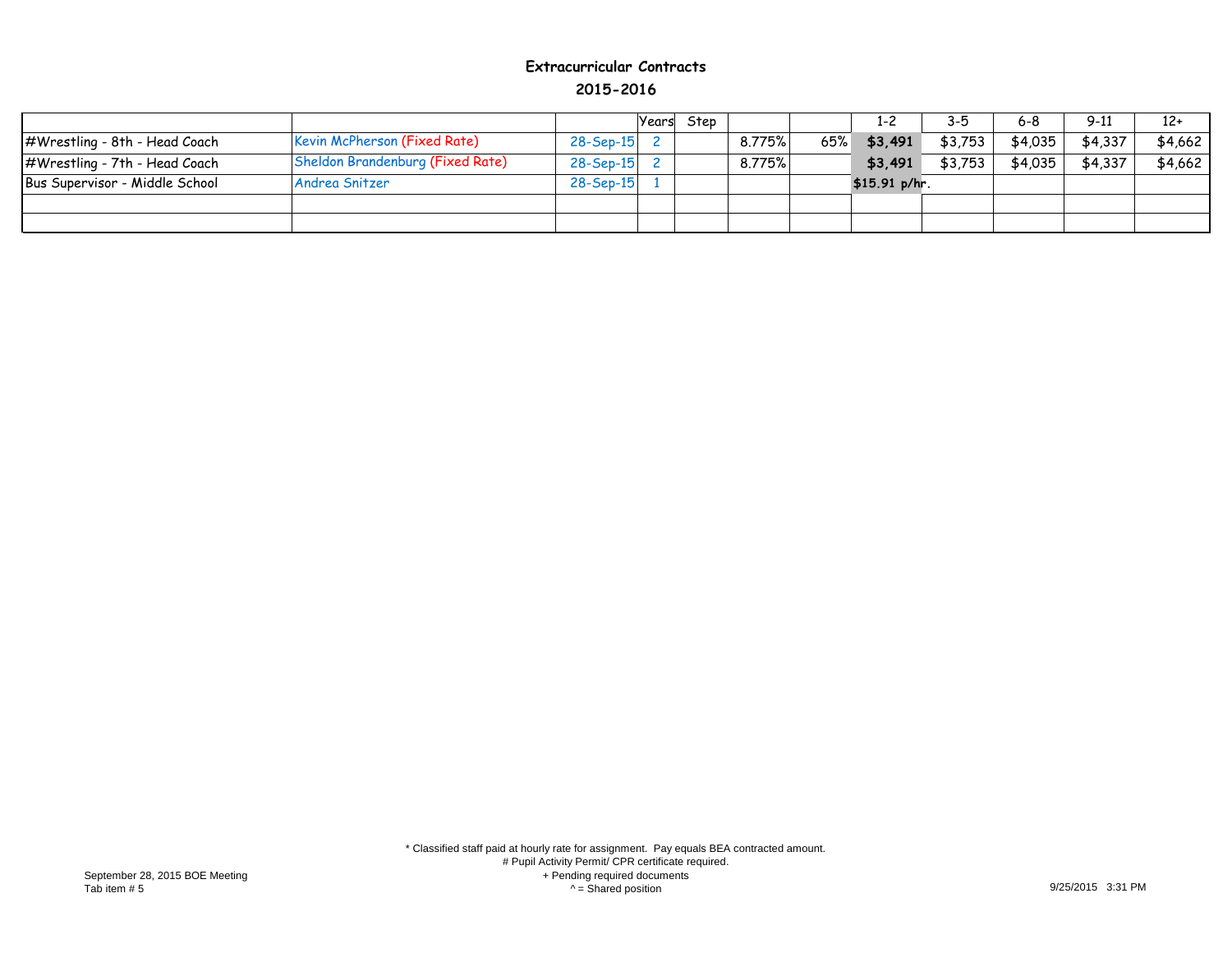**Extracurricular Contracts**

**2015-2016**

| | | | Years | Step | | | 1-2 | 3-5 | 6-8 | 9-11 | 12+ |
|---|---|---|---|---|---|---|---|---|---|---|---|
| #Wrestling - 8th - Head Coach | Kevin McPherson (Fixed Rate) | 28-Sep-15 | 2 | | 8.775% | 65% | **$3,491** | $3,753 | $4,035 | $4,337 | $4,662 |
| #Wrestling - 7th - Head Coach | Sheldon Brandenburg (Fixed Rate) | 28-Sep-15 | 2 | | 8.775% | | **$3,491** | $3,753 | $4,035 | $4,337 | $4,662 |
| Bus Supervisor - Middle School | Andrea Snitzer | 28-Sep-15 | 1 | | | | **$15.91 p/hr.** | | | | |
| | | | | | | | | | | | |
| | | | | | | | | | | | |

\* Classified staff paid at hourly rate for assignment. Pay equals BEA contracted amount.
# Pupil Activity Permit/ CPR certificate required.
+ Pending required documents
^ = Shared position

September 28, 2015 BOE Meeting
Tab item # 5

9/25/2015 3:31 PM